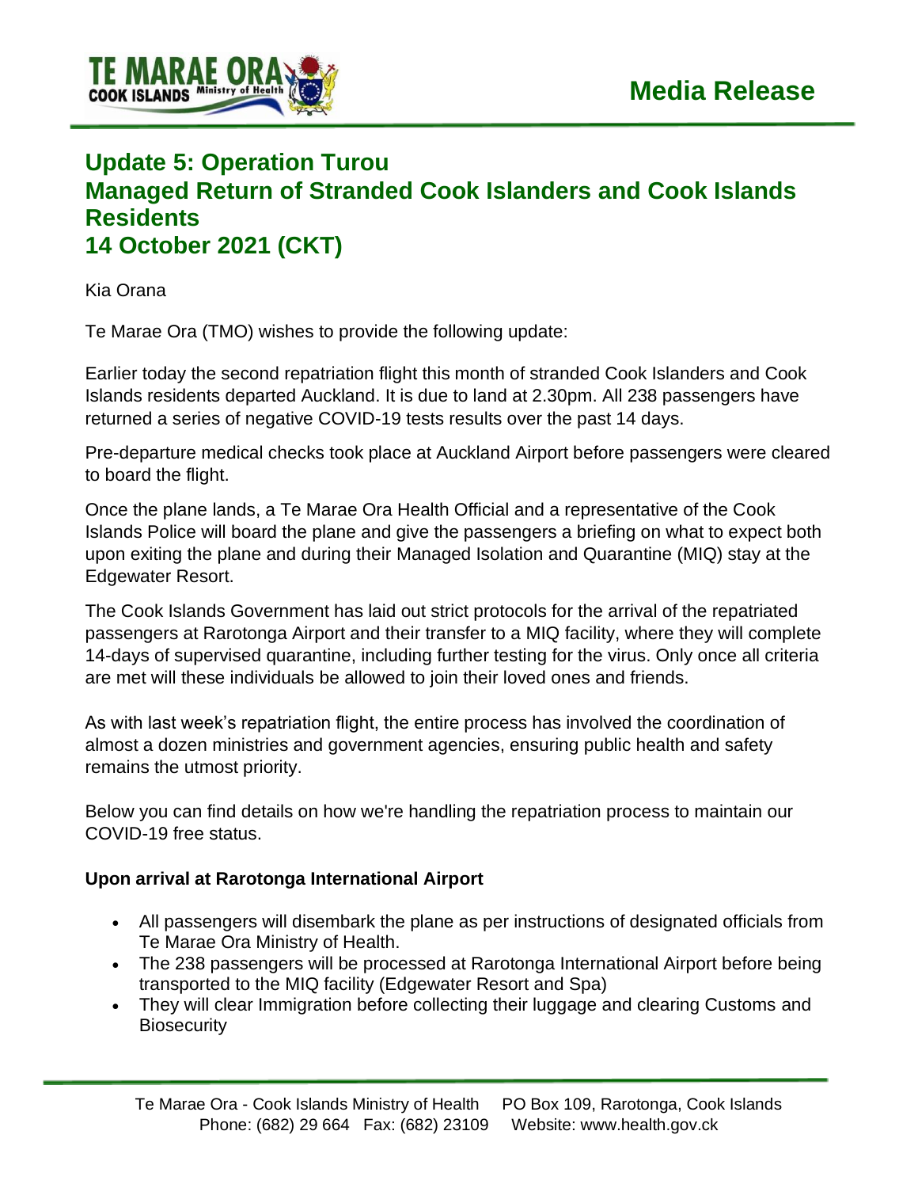# Media Release

## Update 5: Operation Turou
## Managed Return of Stranded Cook Islanders and Cook Islands Residents
## 14 October 2021 (CKT)

Kia Orana

Te Marae Ora (TMO) wishes to provide the following update:

Earlier today the second repatriation flight this month of stranded Cook Islanders and Cook Islands residents departed Auckland. It is due to land at 2.30pm. All 238 passengers have returned a series of negative COVID-19 tests results over the past 14 days.

Pre-departure medical checks took place at Auckland Airport before passengers were cleared to board the flight.

Once the plane lands, a Te Marae Ora Health Official and a representative of the Cook Islands Police will board the plane and give the passengers a briefing on what to expect both upon exiting the plane and during their Managed Isolation and Quarantine (MIQ) stay at the Edgewater Resort.

The Cook Islands Government has laid out strict protocols for the arrival of the repatriated passengers at Rarotonga Airport and their transfer to a MIQ facility, where they will complete 14-days of supervised quarantine, including further testing for the virus. Only once all criteria are met will these individuals be allowed to join their loved ones and friends.

As with last week's repatriation flight, the entire process has involved the coordination of almost a dozen ministries and government agencies, ensuring public health and safety remains the utmost priority.

Below you can find details on how we're handling the repatriation process to maintain our COVID-19 free status.

**Upon arrival at Rarotonga International Airport**

- All passengers will disembark the plane as per instructions of designated officials from Te Marae Ora Ministry of Health.
- The 238 passengers will be processed at Rarotonga International Airport before being transported to the MIQ facility (Edgewater Resort and Spa)
- They will clear Immigration before collecting their luggage and clearing Customs and Biosecurity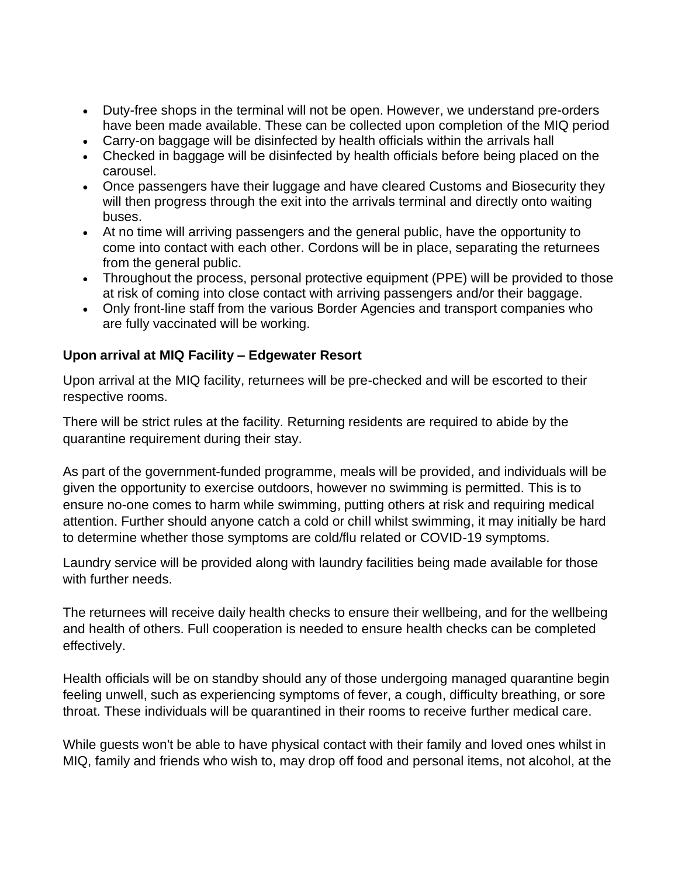- Duty-free shops in the terminal will not be open. However, we understand pre-orders have been made available. These can be collected upon completion of the MIQ period
- Carry-on baggage will be disinfected by health officials within the arrivals hall
- Checked in baggage will be disinfected by health officials before being placed on the carousel.
- Once passengers have their luggage and have cleared Customs and Biosecurity they will then progress through the exit into the arrivals terminal and directly onto waiting buses.
- At no time will arriving passengers and the general public, have the opportunity to come into contact with each other. Cordons will be in place, separating the returnees from the general public.
- Throughout the process, personal protective equipment (PPE) will be provided to those at risk of coming into close contact with arriving passengers and/or their baggage.
- Only front-line staff from the various Border Agencies and transport companies who are fully vaccinated will be working.

**Upon arrival at MIQ Facility – Edgewater Resort**

Upon arrival at the MIQ facility, returnees will be pre-checked and will be escorted to their respective rooms.

There will be strict rules at the facility. Returning residents are required to abide by the quarantine requirement during their stay.

As part of the government-funded programme, meals will be provided, and individuals will be given the opportunity to exercise outdoors, however no swimming is permitted. This is to ensure no-one comes to harm while swimming, putting others at risk and requiring medical attention. Further should anyone catch a cold or chill whilst swimming, it may initially be hard to determine whether those symptoms are cold/flu related or COVID-19 symptoms.

Laundry service will be provided along with laundry facilities being made available for those with further needs.

The returnees will receive daily health checks to ensure their wellbeing, and for the wellbeing and health of others. Full cooperation is needed to ensure health checks can be completed effectively.

Health officials will be on standby should any of those undergoing managed quarantine begin feeling unwell, such as experiencing symptoms of fever, a cough, difficulty breathing, or sore throat. These individuals will be quarantined in their rooms to receive further medical care.

While guests won't be able to have physical contact with their family and loved ones whilst in MIQ, family and friends who wish to, may drop off food and personal items, not alcohol, at the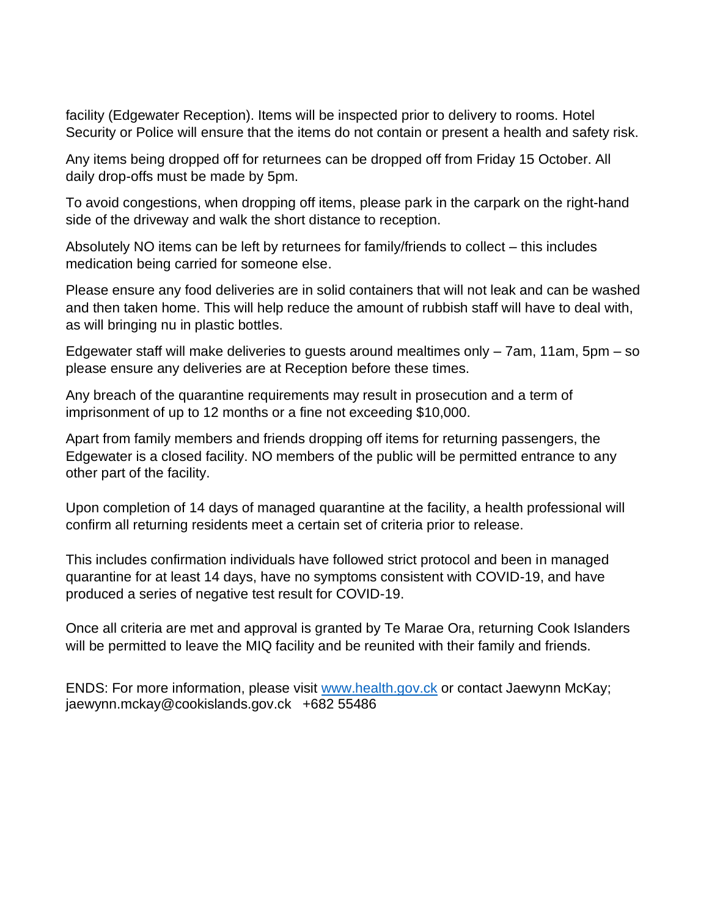facility (Edgewater Reception). Items will be inspected prior to delivery to rooms. Hotel Security or Police will ensure that the items do not contain or present a health and safety risk.

Any items being dropped off for returnees can be dropped off from Friday 15 October. All daily drop-offs must be made by 5pm.

To avoid congestions, when dropping off items, please park in the carpark on the right-hand side of the driveway and walk the short distance to reception.

Absolutely NO items can be left by returnees for family/friends to collect – this includes medication being carried for someone else.

Please ensure any food deliveries are in solid containers that will not leak and can be washed and then taken home. This will help reduce the amount of rubbish staff will have to deal with, as will bringing nu in plastic bottles.

Edgewater staff will make deliveries to guests around mealtimes only – 7am, 11am, 5pm – so please ensure any deliveries are at Reception before these times.

Any breach of the quarantine requirements may result in prosecution and a term of imprisonment of up to 12 months or a fine not exceeding $10,000.

Apart from family members and friends dropping off items for returning passengers, the Edgewater is a closed facility. NO members of the public will be permitted entrance to any other part of the facility.

Upon completion of 14 days of managed quarantine at the facility, a health professional will confirm all returning residents meet a certain set of criteria prior to release.

This includes confirmation individuals have followed strict protocol and been in managed quarantine for at least 14 days, have no symptoms consistent with COVID-19, and have produced a series of negative test result for COVID-19.

Once all criteria are met and approval is granted by Te Marae Ora, returning Cook Islanders will be permitted to leave the MIQ facility and be reunited with their family and friends.

ENDS: For more information, please visit [www.health.gov.ck](http://www.health.gov.ck) or contact Jaewynn McKay; jaewynn.mckay@cookislands.gov.ck +682 55486